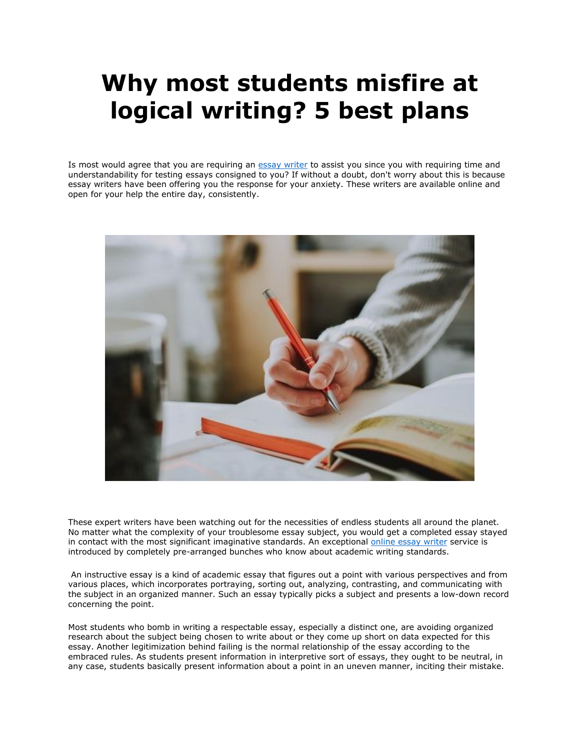# Why most students misfire at logical writing? 5 best plans

Is most would agree that you are requiring an [essay writer] to assist you since you with requiring time and understandability for testing essays consigned to you? If without a doubt, don't worry about this is because essay writers have been offering you the response for your anxiety. These writers are available online and open for your help the entire day, consistently.

These expert writers have been watching out for the necessities of endless students all around the planet. No matter what the complexity of your troublesome essay subject, you would get a completed essay stayed in contact with the most significant imaginative standards. An exceptional [online essay writer] service is introduced by completely pre-arranged bunches who know about academic writing standards.

An instructive essay is a kind of academic essay that figures out a point with various perspectives and from various places, which incorporates portraying, sorting out, analyzing, contrasting, and communicating with the subject in an organized manner. Such an essay typically picks a subject and presents a low-down record concerning the point.

Most students who bomb in writing a respectable essay, especially a distinct one, are avoiding organized research about the subject being chosen to write about or they come up short on data expected for this essay. Another legitimization behind failing is the normal relationship of the essay according to the embraced rules. As students present information in interpretive sort of essays, they ought to be neutral, in any case, students basically present information about a point in an uneven manner, inciting their mistake.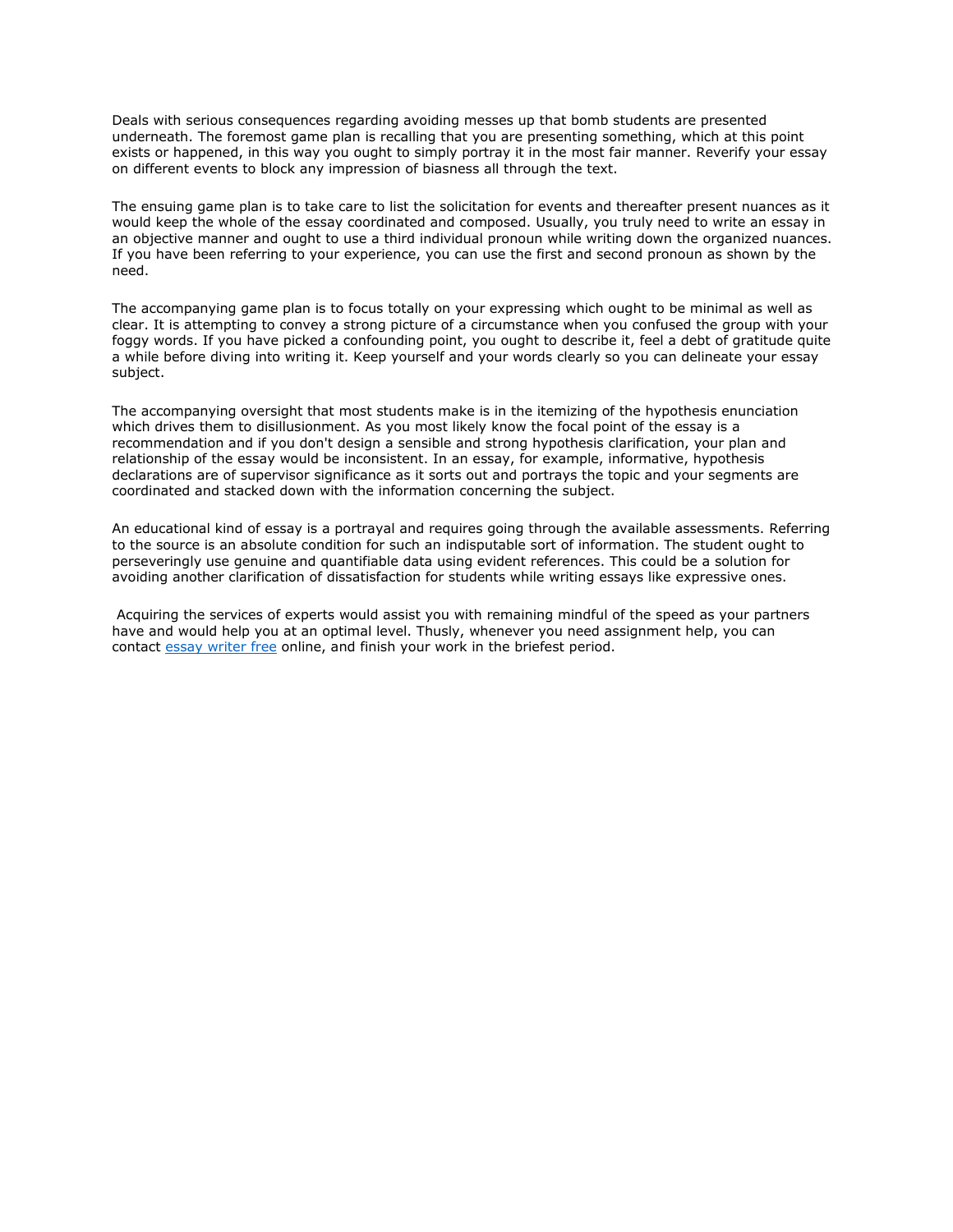Deals with serious consequences regarding avoiding messes up that bomb students are presented underneath. The foremost game plan is recalling that you are presenting something, which at this point exists or happened, in this way you ought to simply portray it in the most fair manner. Reverify your essay on different events to block any impression of biasness all through the text.

The ensuing game plan is to take care to list the solicitation for events and thereafter present nuances as it would keep the whole of the essay coordinated and composed. Usually, you truly need to write an essay in an objective manner and ought to use a third individual pronoun while writing down the organized nuances. If you have been referring to your experience, you can use the first and second pronoun as shown by the need.

The accompanying game plan is to focus totally on your expressing which ought to be minimal as well as clear. It is attempting to convey a strong picture of a circumstance when you confused the group with your foggy words. If you have picked a confounding point, you ought to describe it, feel a debt of gratitude quite a while before diving into writing it. Keep yourself and your words clearly so you can delineate your essay subject.

The accompanying oversight that most students make is in the itemizing of the hypothesis enunciation which drives them to disillusionment. As you most likely know the focal point of the essay is a recommendation and if you don't design a sensible and strong hypothesis clarification, your plan and relationship of the essay would be inconsistent. In an essay, for example, informative, hypothesis declarations are of supervisor significance as it sorts out and portrays the topic and your segments are coordinated and stacked down with the information concerning the subject.

An educational kind of essay is a portrayal and requires going through the available assessments. Referring to the source is an absolute condition for such an indisputable sort of information. The student ought to perseveringly use genuine and quantifiable data using evident references. This could be a solution for avoiding another clarification of dissatisfaction for students while writing essays like expressive ones.

Acquiring the services of experts would assist you with remaining mindful of the speed as your partners have and would help you at an optimal level. Thusly, whenever you need assignment help, you can contact [essay writer free]() online, and finish your work in the briefest period.